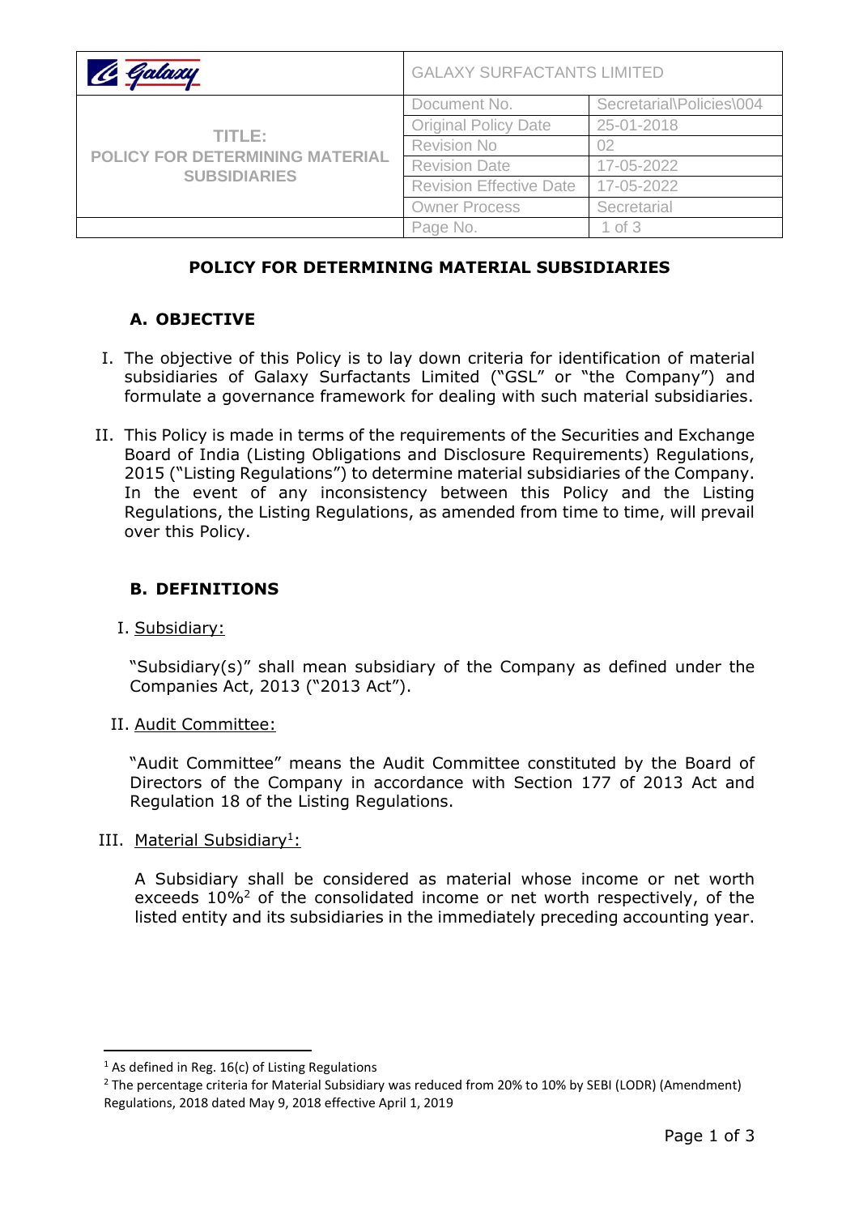| Galaxy | GALAXY SURFACTANTS LIMITED | |
|---|---|---|
| TITLE: POLICY FOR DETERMINING MATERIAL SUBSIDIARIES | Document No. | Secretarial\Policies\004 |
| | Original Policy Date | 25-01-2018 |
| | Revision No | 02 |
| | Revision Date | 17-05-2022 |
| | Revision Effective Date | 17-05-2022 |
| | Owner Process | Secretarial |
| | Page No. | 1 of 3 |

# POLICY FOR DETERMINING MATERIAL SUBSIDIARIES

## A. OBJECTIVE

I. The objective of this Policy is to lay down criteria for identification of material subsidiaries of Galaxy Surfactants Limited ("GSL" or "the Company") and formulate a governance framework for dealing with such material subsidiaries.

II. This Policy is made in terms of the requirements of the Securities and Exchange Board of India (Listing Obligations and Disclosure Requirements) Regulations, 2015 ("Listing Regulations") to determine material subsidiaries of the Company. In the event of any inconsistency between this Policy and the Listing Regulations, the Listing Regulations, as amended from time to time, will prevail over this Policy.

## B. DEFINITIONS

I. <u>Subsidiary:</u>

"Subsidiary(s)" shall mean subsidiary of the Company as defined under the Companies Act, 2013 ("2013 Act").

II. <u>Audit Committee:</u>

"Audit Committee" means the Audit Committee constituted by the Board of Directors of the Company in accordance with Section 177 of 2013 Act and Regulation 18 of the Listing Regulations.

III. <u>Material Subsidiary[1]:</u>

A Subsidiary shall be considered as material whose income or net worth exceeds 10%[2] of the consolidated income or net worth respectively, of the listed entity and its subsidiaries in the immediately preceding accounting year.

---

[1] As defined in Reg. 16(c) of Listing Regulations

[2] The percentage criteria for Material Subsidiary was reduced from 20% to 10% by SEBI (LODR) (Amendment) Regulations, 2018 dated May 9, 2018 effective April 1, 2019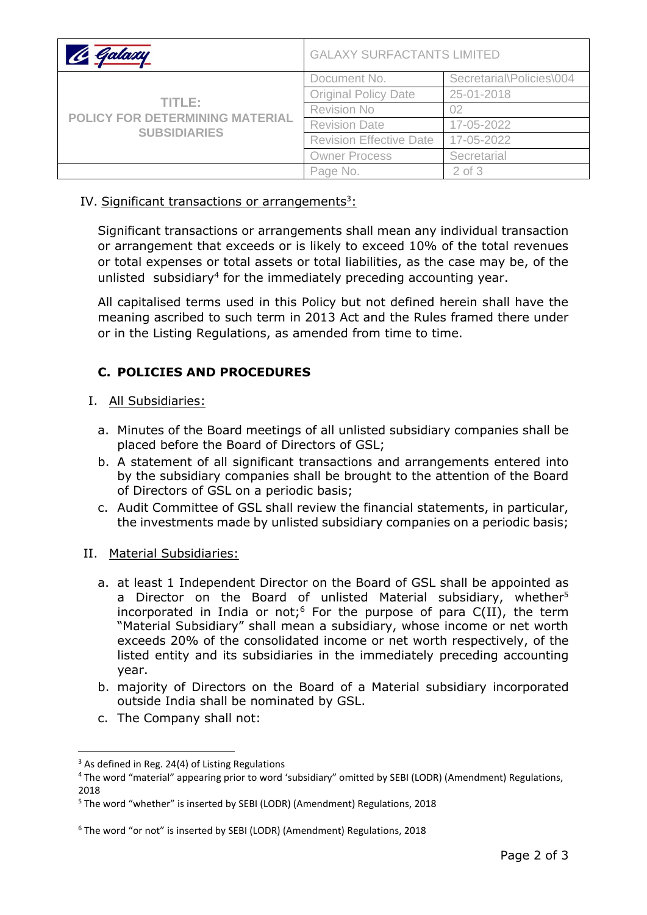IV. Significant transactions or arrangements[3]:

Significant transactions or arrangements shall mean any individual transaction or arrangement that exceeds or is likely to exceed 10% of the total revenues or total expenses or total assets or total liabilities, as the case may be, of the unlisted subsidiary[4] for the immediately preceding accounting year.

All capitalised terms used in this Policy but not defined herein shall have the meaning ascribed to such term in 2013 Act and the Rules framed there under or in the Listing Regulations, as amended from time to time.

## C. POLICIES AND PROCEDURES

I. All Subsidiaries:

a. Minutes of the Board meetings of all unlisted subsidiary companies shall be placed before the Board of Directors of GSL;
b. A statement of all significant transactions and arrangements entered into by the subsidiary companies shall be brought to the attention of the Board of Directors of GSL on a periodic basis;
c. Audit Committee of GSL shall review the financial statements, in particular, the investments made by unlisted subsidiary companies on a periodic basis;

II. Material Subsidiaries:

a. at least 1 Independent Director on the Board of GSL shall be appointed as a Director on the Board of unlisted Material subsidiary, whether[5] incorporated in India or not;[6] For the purpose of para C(II), the term "Material Subsidiary" shall mean a subsidiary, whose income or net worth exceeds 20% of the consolidated income or net worth respectively, of the listed entity and its subsidiaries in the immediately preceding accounting year.
b. majority of Directors on the Board of a Material subsidiary incorporated outside India shall be nominated by GSL.
c. The Company shall not:

---

[3] As defined in Reg. 24(4) of Listing Regulations

[4] The word "material" appearing prior to word 'subsidiary' omitted by SEBI (LODR) (Amendment) Regulations, 2018

[5] The word "whether" is inserted by SEBI (LODR) (Amendment) Regulations, 2018

[6] The word "or not" is inserted by SEBI (LODR) (Amendment) Regulations, 2018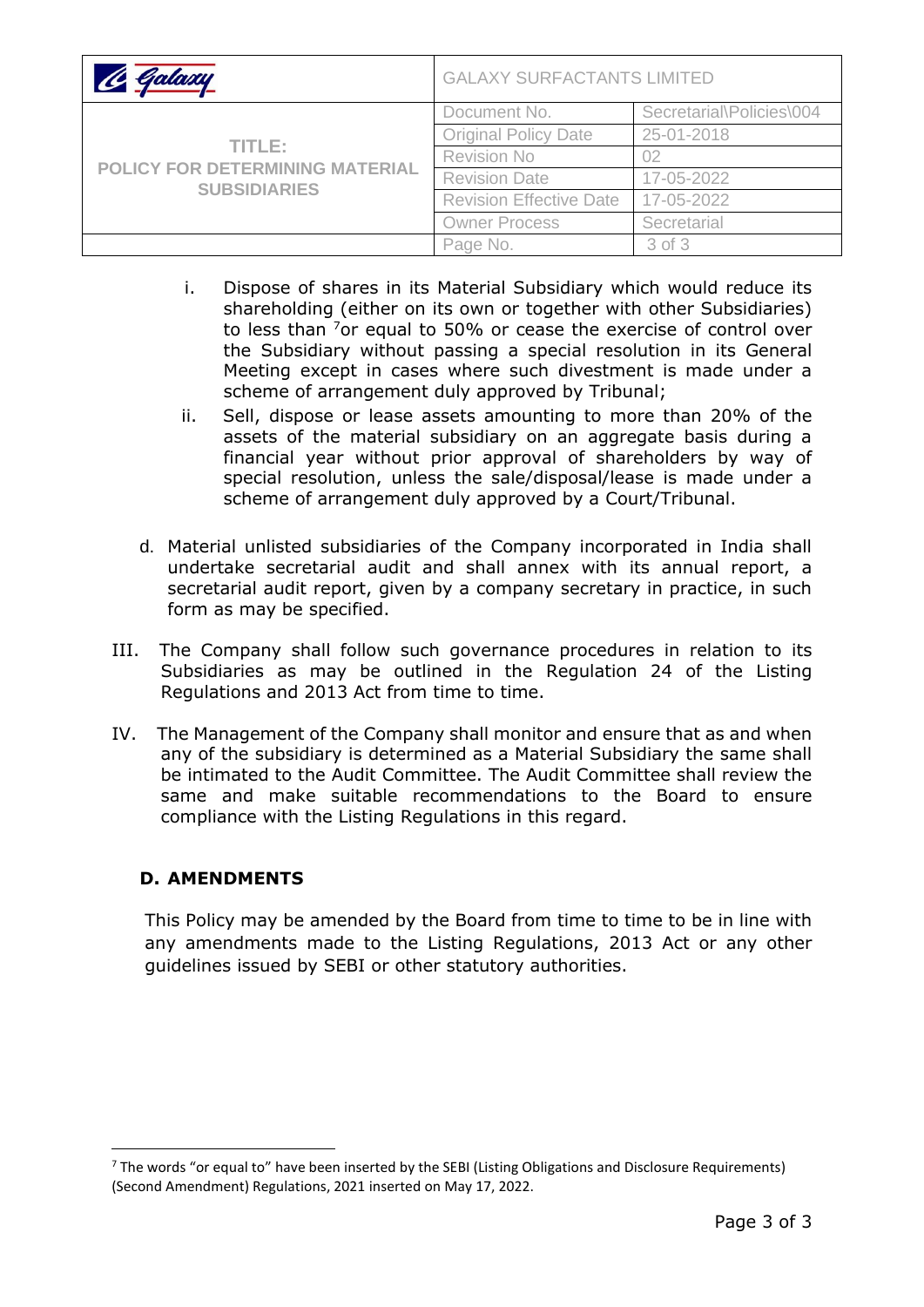i. Dispose of shares in its Material Subsidiary which would reduce its shareholding (either on its own or together with other Subsidiaries) to less than [7]or equal to 50% or cease the exercise of control over the Subsidiary without passing a special resolution in its General Meeting except in cases where such divestment is made under a scheme of arrangement duly approved by Tribunal;

ii. Sell, dispose or lease assets amounting to more than 20% of the assets of the material subsidiary on an aggregate basis during a financial year without prior approval of shareholders by way of special resolution, unless the sale/disposal/lease is made under a scheme of arrangement duly approved by a Court/Tribunal.

d. Material unlisted subsidiaries of the Company incorporated in India shall undertake secretarial audit and shall annex with its annual report, a secretarial audit report, given by a company secretary in practice, in such form as may be specified.

III. The Company shall follow such governance procedures in relation to its Subsidiaries as may be outlined in the Regulation 24 of the Listing Regulations and 2013 Act from time to time.

IV. The Management of the Company shall monitor and ensure that as and when any of the subsidiary is determined as a Material Subsidiary the same shall be intimated to the Audit Committee. The Audit Committee shall review the same and make suitable recommendations to the Board to ensure compliance with the Listing Regulations in this regard.

**D. AMENDMENTS**

This Policy may be amended by the Board from time to time to be in line with any amendments made to the Listing Regulations, 2013 Act or any other guidelines issued by SEBI or other statutory authorities.

[7] The words "or equal to" have been inserted by the SEBI (Listing Obligations and Disclosure Requirements) (Second Amendment) Regulations, 2021 inserted on May 17, 2022.